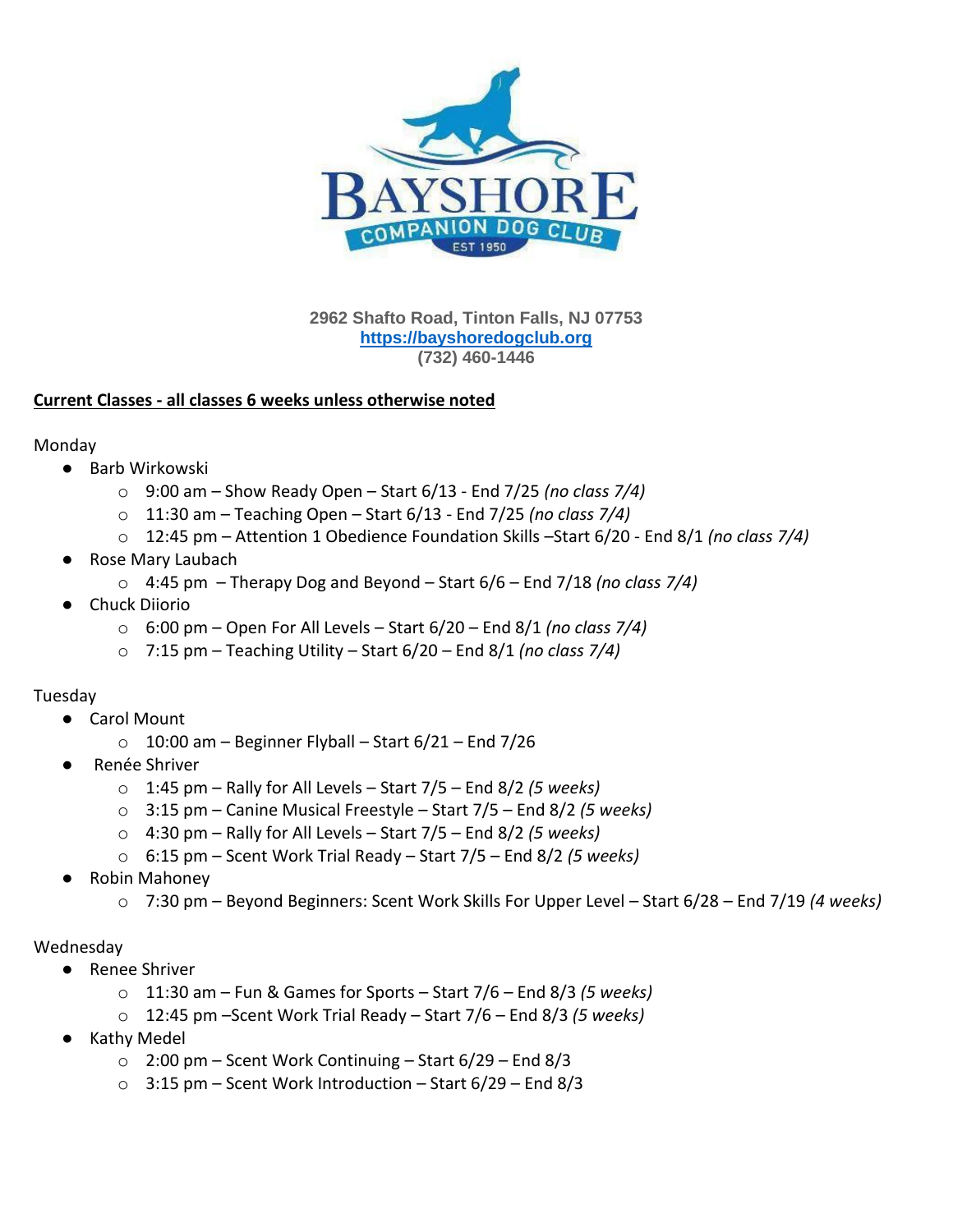2962 Shafto Road, Tinton Falls, NJ 07753
[https://bayshoredogclub.org](https://bayshoredogclub.org)
(732) 460-1446

**Current Classes - all classes 6 weeks unless otherwise noted**

Monday

- Barb Wirkowski
  - 9:00 am – Show Ready Open – Start 6/13 - End 7/25 *(no class 7/4)*
  - 11:30 am – Teaching Open – Start 6/13 - End 7/25 *(no class 7/4)*
  - 12:45 pm – Attention 1 Obedience Foundation Skills –Start 6/20 - End 8/1 *(no class 7/4)*
- Rose Mary Laubach
  - 4:45 pm – Therapy Dog and Beyond – Start 6/6 – End 7/18 *(no class 7/4)*
- Chuck Diiorio
  - 6:00 pm – Open For All Levels – Start 6/20 – End 8/1 *(no class 7/4)*
  - 7:15 pm – Teaching Utility – Start 6/20 – End 8/1 *(no class 7/4)*

Tuesday

- Carol Mount
  - 10:00 am – Beginner Flyball – Start 6/21 – End 7/26
- Renée Shriver
  - 1:45 pm – Rally for All Levels – Start 7/5 – End 8/2 *(5 weeks)*
  - 3:15 pm – Canine Musical Freestyle – Start 7/5 – End 8/2 *(5 weeks)*
  - 4:30 pm – Rally for All Levels – Start 7/5 – End 8/2 *(5 weeks)*
  - 6:15 pm – Scent Work Trial Ready – Start 7/5 – End 8/2 *(5 weeks)*
- Robin Mahoney
  - 7:30 pm – Beyond Beginners: Scent Work Skills For Upper Level – Start 6/28 – End 7/19 *(4 weeks)*

Wednesday

- Renee Shriver
  - 11:30 am – Fun & Games for Sports – Start 7/6 – End 8/3 *(5 weeks)*
  - 12:45 pm –Scent Work Trial Ready – Start 7/6 – End 8/3 *(5 weeks)*
- Kathy Medel
  - 2:00 pm – Scent Work Continuing – Start 6/29 – End 8/3
  - 3:15 pm – Scent Work Introduction – Start 6/29 – End 8/3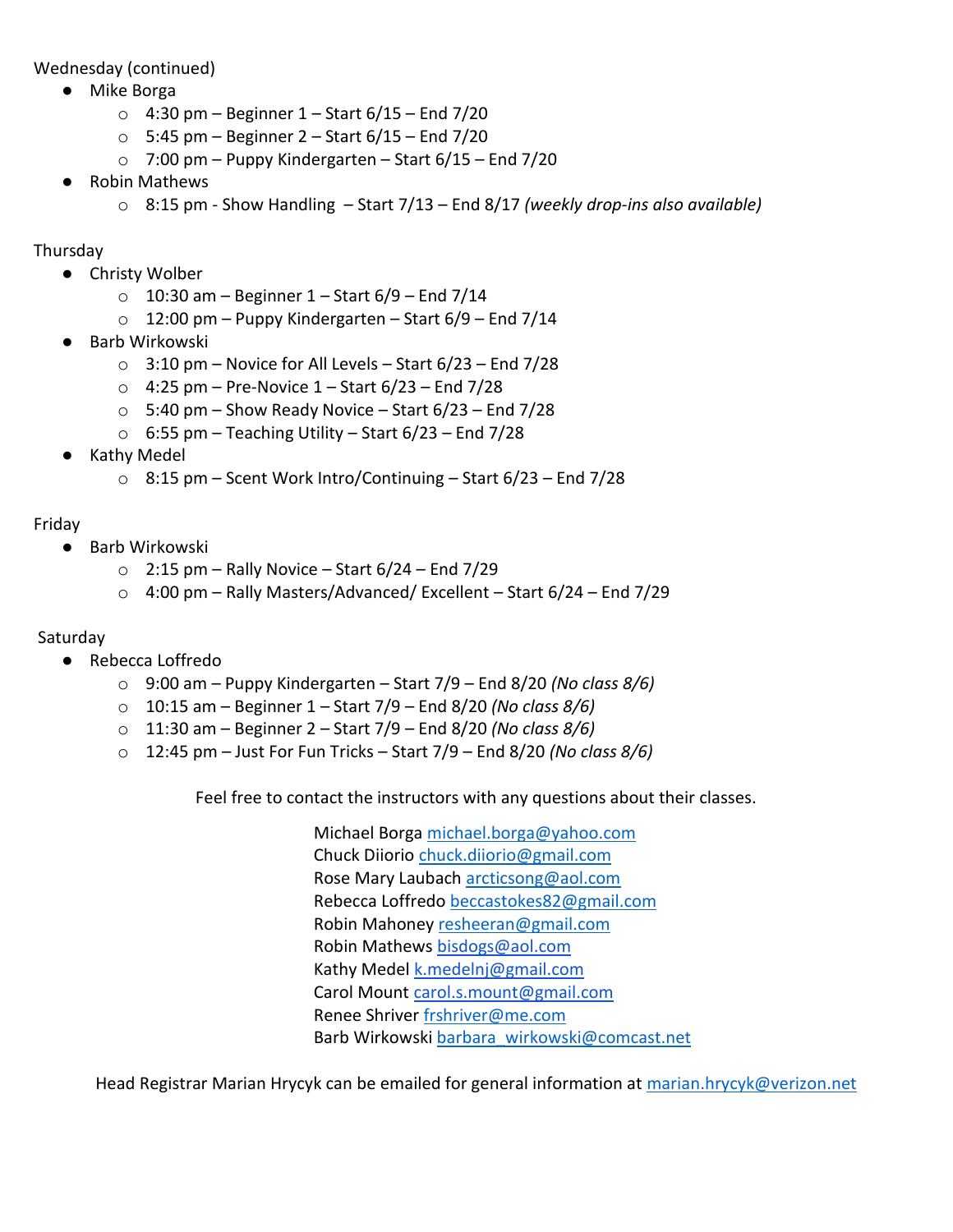Wednesday (continued)

- Mike Borga
  - 4:30 pm – Beginner 1 – Start 6/15 – End 7/20
  - 5:45 pm – Beginner 2 – Start 6/15 – End 7/20
  - 7:00 pm – Puppy Kindergarten – Start 6/15 – End 7/20
- Robin Mathews
  - 8:15 pm - Show Handling – Start 7/13 – End 8/17 *(weekly drop-ins also available)*

Thursday

- Christy Wolber
  - 10:30 am – Beginner 1 – Start 6/9 – End 7/14
  - 12:00 pm – Puppy Kindergarten – Start 6/9 – End 7/14
- Barb Wirkowski
  - 3:10 pm – Novice for All Levels – Start 6/23 – End 7/28
  - 4:25 pm – Pre-Novice 1 – Start 6/23 – End 7/28
  - 5:40 pm – Show Ready Novice – Start 6/23 – End 7/28
  - 6:55 pm – Teaching Utility – Start 6/23 – End 7/28
- Kathy Medel
  - 8:15 pm – Scent Work Intro/Continuing – Start 6/23 – End 7/28

Friday

- Barb Wirkowski
  - 2:15 pm – Rally Novice – Start 6/24 – End 7/29
  - 4:00 pm – Rally Masters/Advanced/ Excellent – Start 6/24 – End 7/29

Saturday

- Rebecca Loffredo
  - 9:00 am – Puppy Kindergarten – Start 7/9 – End 8/20 *(No class 8/6)*
  - 10:15 am – Beginner 1 – Start 7/9 – End 8/20 *(No class 8/6)*
  - 11:30 am – Beginner 2 – Start 7/9 – End 8/20 *(No class 8/6)*
  - 12:45 pm – Just For Fun Tricks – Start 7/9 – End 8/20 *(No class 8/6)*

Feel free to contact the instructors with any questions about their classes.

Michael Borga michael.borga@yahoo.com
Chuck Diiorio chuck.diiorio@gmail.com
Rose Mary Laubach arcticsong@aol.com
Rebecca Loffredo beccastokes82@gmail.com
Robin Mahoney resheeran@gmail.com
Robin Mathews bisdogs@aol.com
Kathy Medel k.medelnj@gmail.com
Carol Mount carol.s.mount@gmail.com
Renee Shriver frshriver@me.com
Barb Wirkowski barbara_wirkowski@comcast.net

Head Registrar Marian Hrycyk can be emailed for general information at marian.hrycyk@verizon.net